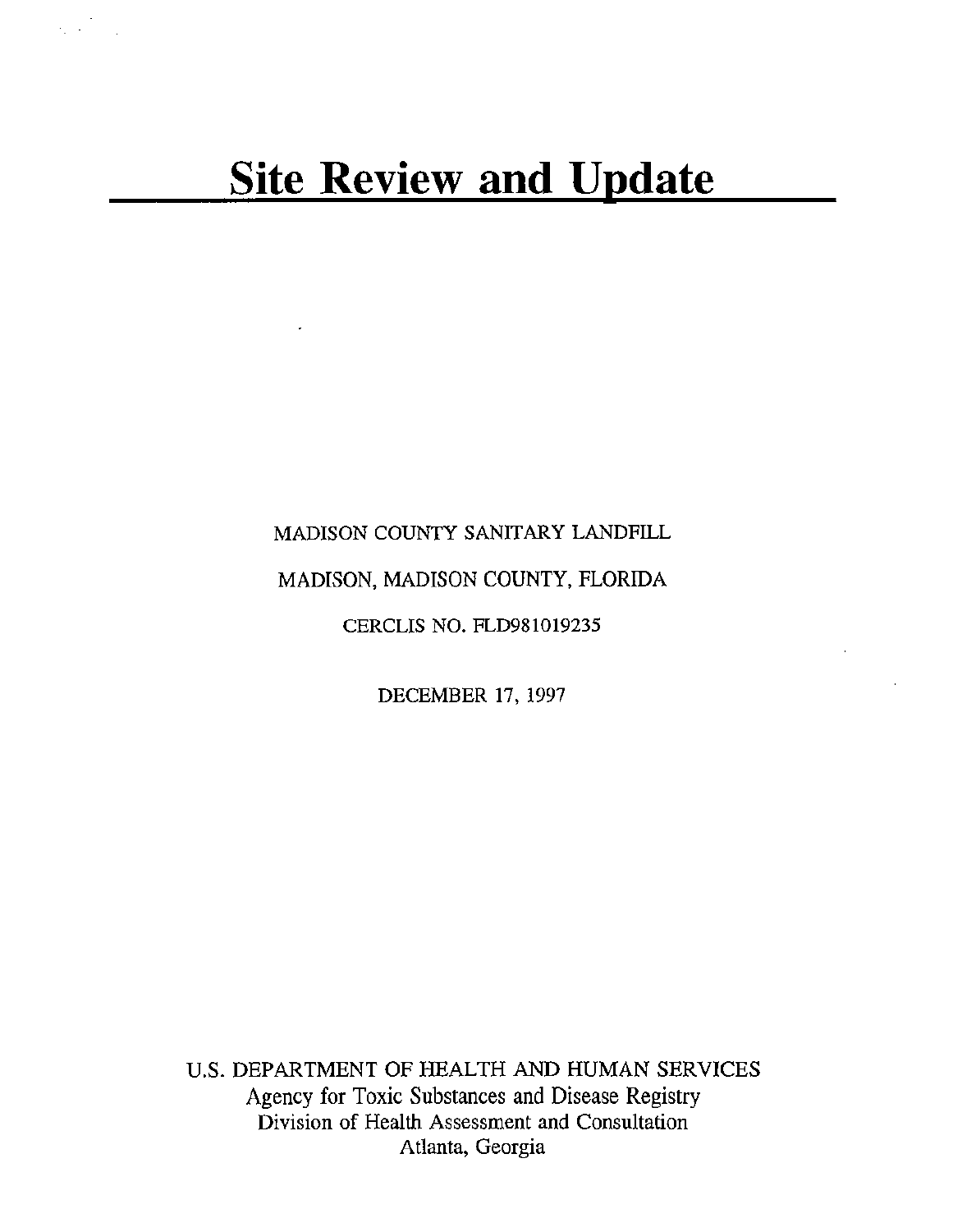# Site Review and Update

MADISON COUNTY SANITARY LANDFILL

MADISON, MADISON COUNTY, FLORIDA

CERCLIS NO. FLD981019235

DECEMBER 17, 1997

U.S. DEPARTMENT OF HEALTH AND HUMAN SERVICES
Agency for Toxic Substances and Disease Registry
Division of Health Assessment and Consultation
Atlanta, Georgia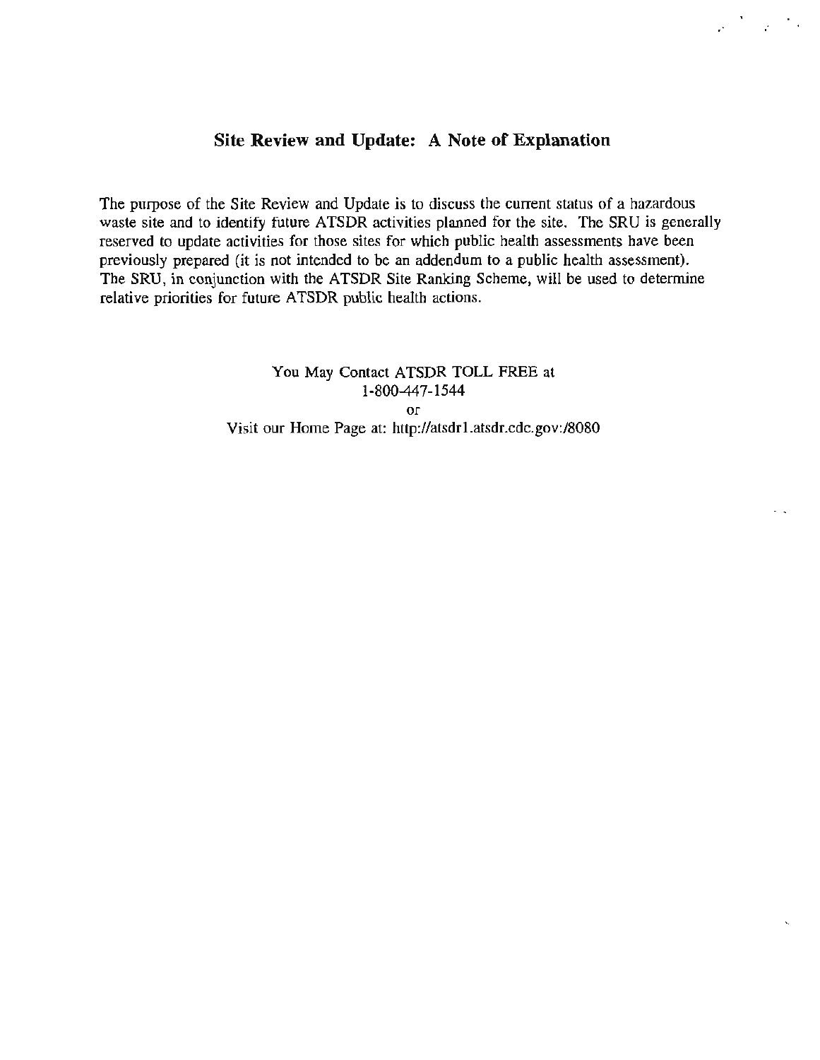## Site Review and Update: A Note of Explanation

The purpose of the Site Review and Update is to discuss the current status of a hazardous waste site and to identify future ATSDR activities planned for the site. The SRU is generally reserved to update activities for those sites for which public health assessments have been previously prepared (it is not intended to be an addendum to a public health assessment). The SRU, in conjunction with the ATSDR Site Ranking Scheme, will be used to determine relative priorities for future ATSDR public health actions.

You May Contact ATSDR TOLL FREE at
1-800-447-1544
or
Visit our Home Page at: http://atsdr1.atsdr.cdc.gov:/8080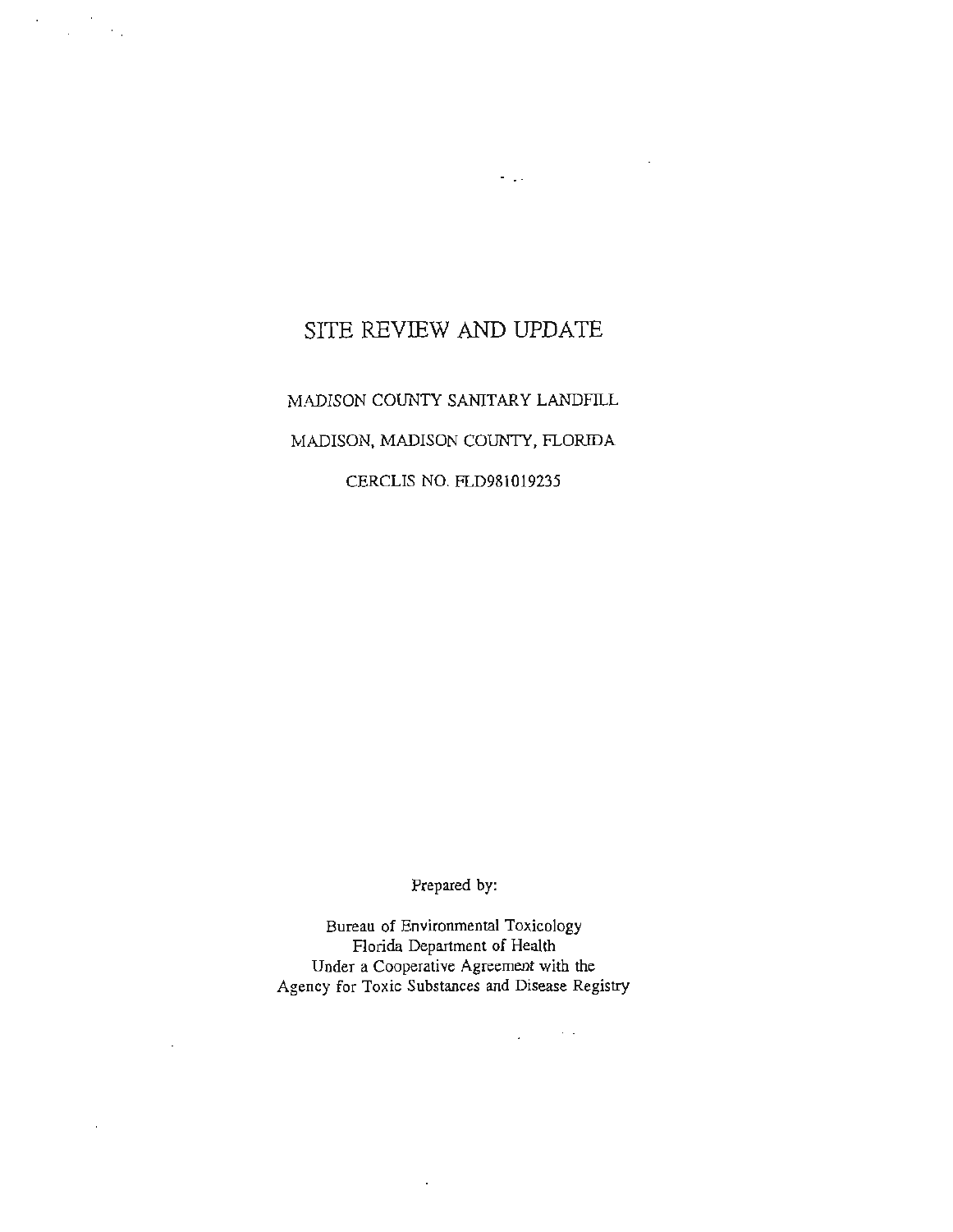# SITE REVIEW AND UPDATE

MADISON COUNTY SANITARY LANDFILL

MADISON, MADISON COUNTY, FLORIDA

CERCLIS NO. FLD981019235

Prepared by:

Bureau of Environmental Toxicology
Florida Department of Health
Under a Cooperative Agreement with the
Agency for Toxic Substances and Disease Registry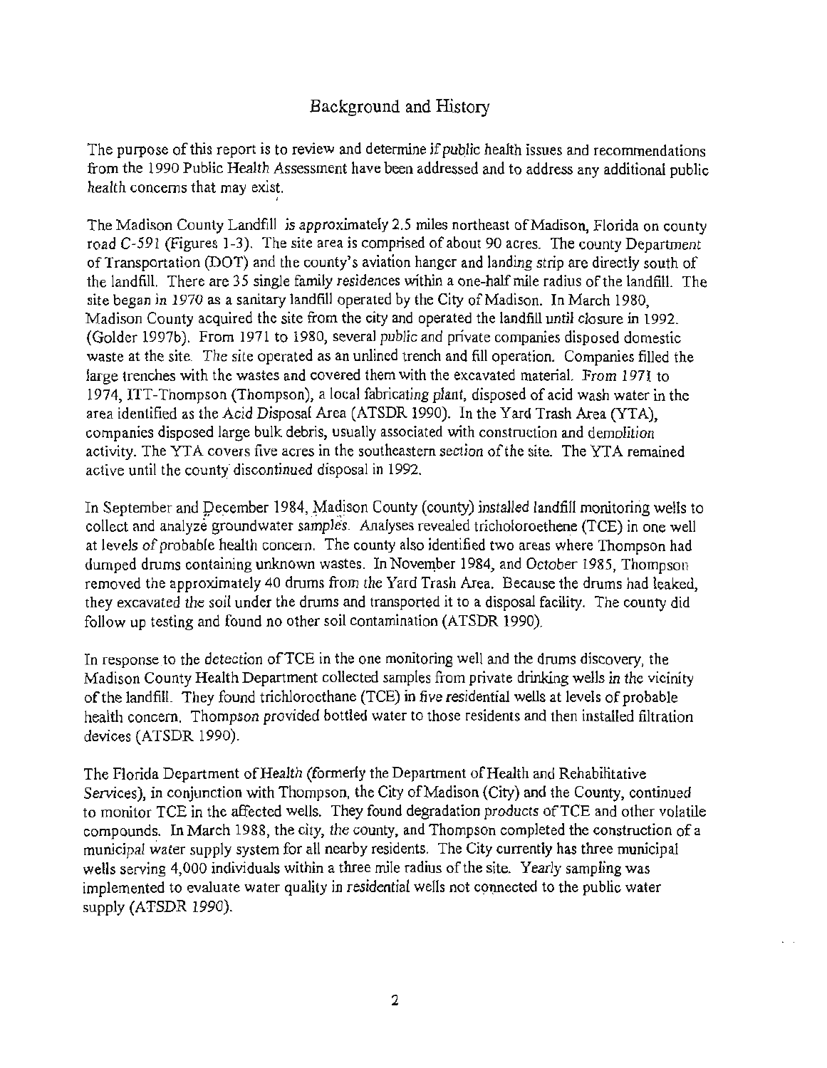## Background and History

The purpose of this report is to review and determine if public health issues and recommendations from the 1990 Public Health Assessment have been addressed and to address any additional public health concerns that may exist.

The Madison County Landfill is approximately 2.5 miles northeast of Madison, Florida on county road C-591 (Figures 1-3). The site area is comprised of about 90 acres. The county Department of Transportation (DOT) and the county's aviation hanger and landing strip are directly south of the landfill. There are 35 single family residences within a one-half mile radius of the landfill. The site began in 1970 as a sanitary landfill operated by the City of Madison. In March 1980, Madison County acquired the site from the city and operated the landfill until closure in 1992. (Golder 1997b). From 1971 to 1980, several public and private companies disposed domestic waste at the site. The site operated as an unlined trench and fill operation. Companies filled the large trenches with the wastes and covered them with the excavated material. From 1971 to 1974, ITT-Thompson (Thompson), a local fabricating plant, disposed of acid wash water in the area identified as the Acid Disposal Area (ATSDR 1990). In the Yard Trash Area (YTA), companies disposed large bulk debris, usually associated with construction and demolition activity. The YTA covers five acres in the southeastern section of the site. The YTA remained active until the county discontinued disposal in 1992.

In September and December 1984, Madison County (county) installed landfill monitoring wells to collect and analyze groundwater samples. Analyses revealed tricholoroethene (TCE) in one well at levels of probable health concern. The county also identified two areas where Thompson had dumped drums containing unknown wastes. In November 1984, and October 1985, Thompson removed the approximately 40 drums from the Yard Trash Area. Because the drums had leaked, they excavated the soil under the drums and transported it to a disposal facility. The county did follow up testing and found no other soil contamination (ATSDR 1990).

In response to the detection of TCE in the one monitoring well and the drums discovery, the Madison County Health Department collected samples from private drinking wells in the vicinity of the landfill. They found trichloroethane (TCE) in five residential wells at levels of probable health concern. Thompson provided bottled water to those residents and then installed filtration devices (ATSDR 1990).

The Florida Department of Health (formerly the Department of Health and Rehabilitative Services), in conjunction with Thompson, the City of Madison (City) and the County, continued to monitor TCE in the affected wells. They found degradation products of TCE and other volatile compounds. In March 1988, the city, the county, and Thompson completed the construction of a municipal water supply system for all nearby residents. The City currently has three municipal wells serving 4,000 individuals within a three mile radius of the site. Yearly sampling was implemented to evaluate water quality in residential wells not connected to the public water supply (ATSDR 1990).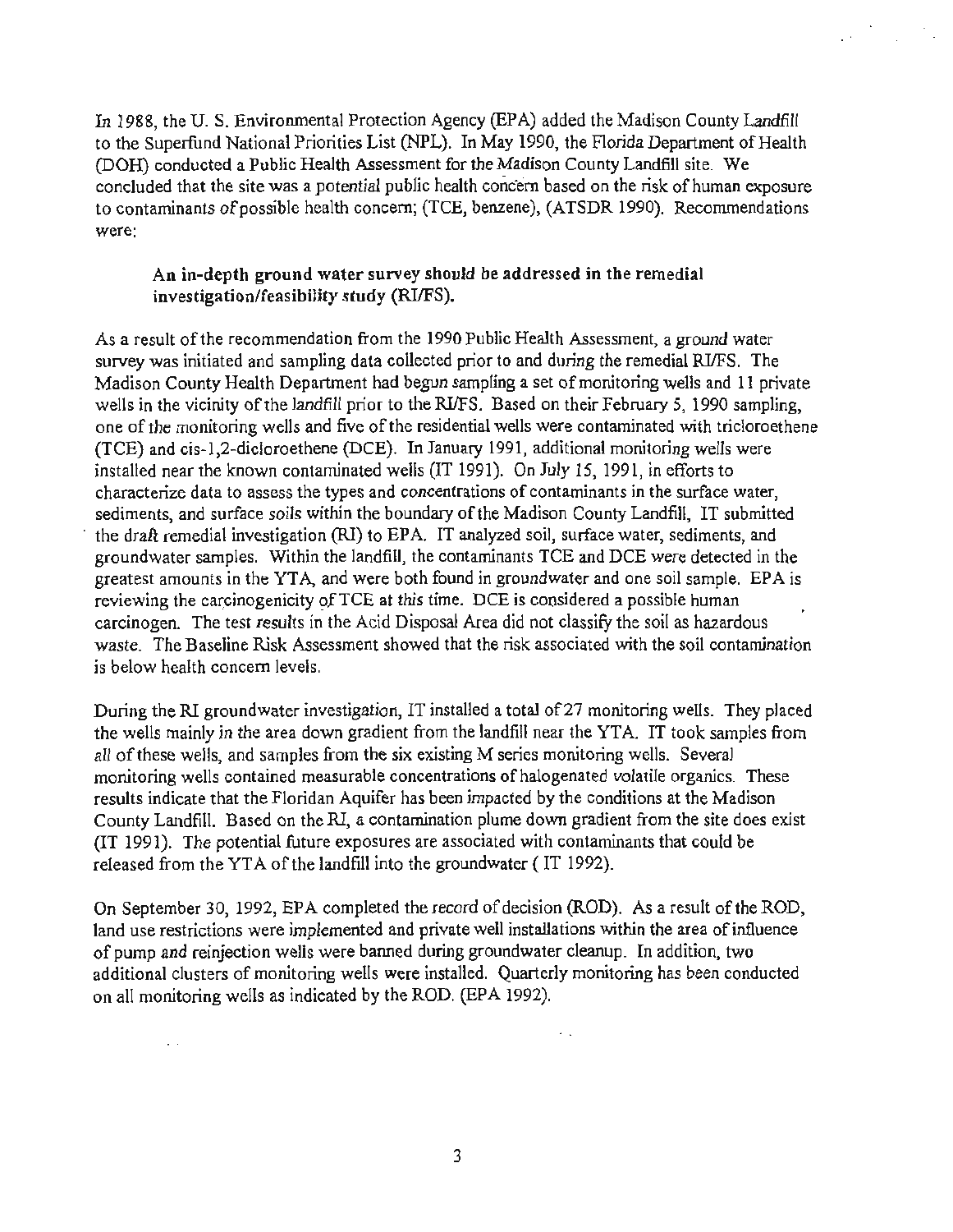In 1988, the U. S. Environmental Protection Agency (EPA) added the Madison County Landfill to the Superfund National Priorities List (NPL). In May 1990, the Florida Department of Health (DOH) conducted a Public Health Assessment for the Madison County Landfill site. We concluded that the site was a potential public health concern based on the risk of human exposure to contaminants of possible health concern; (TCE, benzene), (ATSDR 1990). Recommendations were:

> **An in-depth ground water survey should be addressed in the remedial investigation/feasibility study (RI/FS).**

As a result of the recommendation from the 1990 Public Health Assessment, a ground water survey was initiated and sampling data collected prior to and during the remedial RI/FS. The Madison County Health Department had begun sampling a set of monitoring wells and 11 private wells in the vicinity of the landfill prior to the RI/FS. Based on their February 5, 1990 sampling, one of the monitoring wells and five of the residential wells were contaminated with tricloroethene (TCE) and cis-1,2-dicloroethene (DCE). In January 1991, additional monitoring wells were installed near the known contaminated wells (IT 1991). On July 15, 1991, in efforts to characterize data to assess the types and concentrations of contaminants in the surface water, sediments, and surface soils within the boundary of the Madison County Landfill, IT submitted the draft remedial investigation (RI) to EPA. IT analyzed soil, surface water, sediments, and groundwater samples. Within the landfill, the contaminants TCE and DCE were detected in the greatest amounts in the YTA, and were both found in groundwater and one soil sample. EPA is reviewing the carcinogenicity of TCE at this time. DCE is considered a possible human carcinogen. The test results in the Acid Disposal Area did not classify the soil as hazardous waste. The Baseline Risk Assessment showed that the risk associated with the soil contamination is below health concern levels.

During the RI groundwater investigation, IT installed a total of 27 monitoring wells. They placed the wells mainly in the area down gradient from the landfill near the YTA. IT took samples from all of these wells, and samples from the six existing M series monitoring wells. Several monitoring wells contained measurable concentrations of halogenated volatile organics. These results indicate that the Floridan Aquifer has been impacted by the conditions at the Madison County Landfill. Based on the RI, a contamination plume down gradient from the site does exist (IT 1991). The potential future exposures are associated with contaminants that could be released from the YTA of the landfill into the groundwater ( IT 1992).

On September 30, 1992, EPA completed the record of decision (ROD). As a result of the ROD, land use restrictions were implemented and private well installations within the area of influence of pump and reinjection wells were banned during groundwater cleanup. In addition, two additional clusters of monitoring wells were installed. Quarterly monitoring has been conducted on all monitoring wells as indicated by the ROD. (EPA 1992).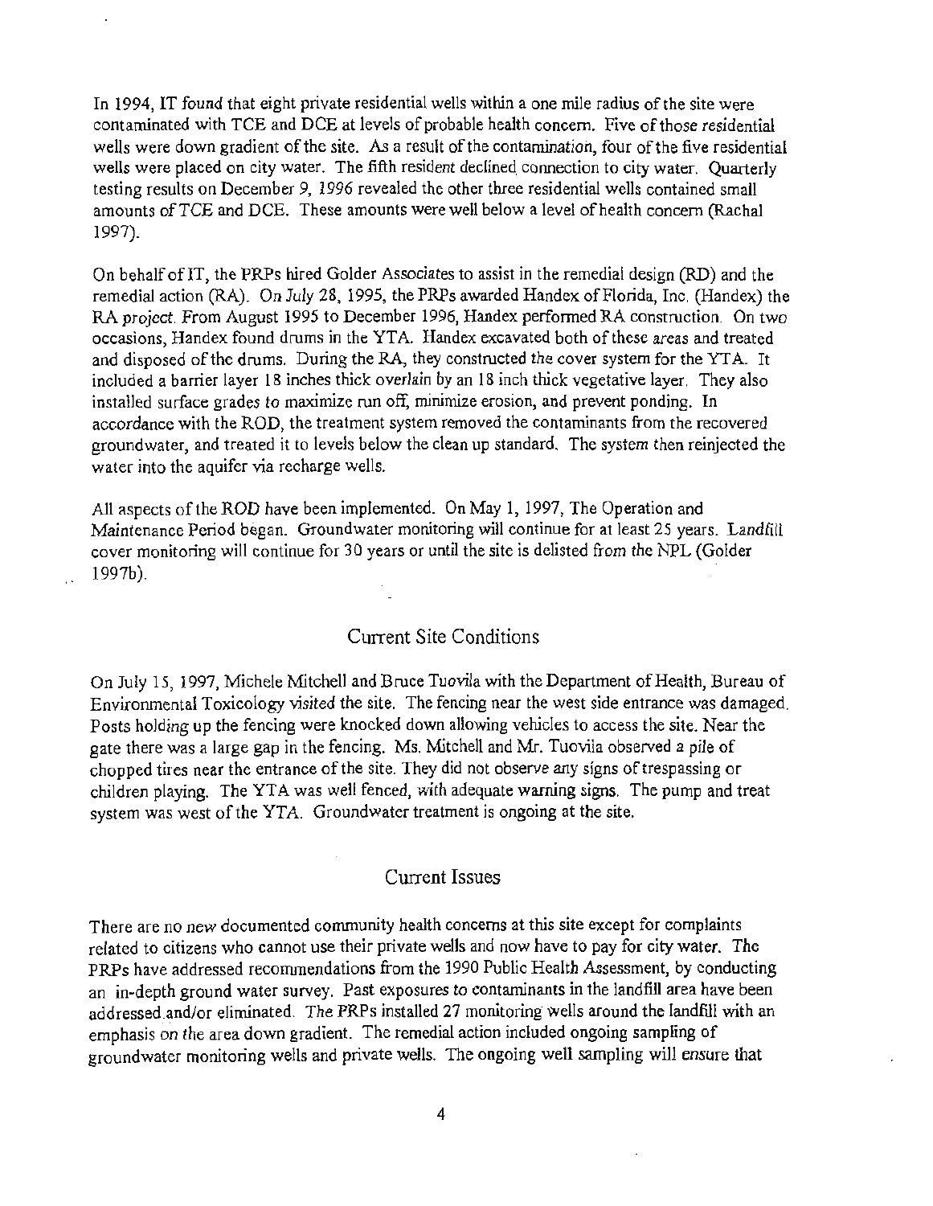In 1994, IT found that eight private residential wells within a one mile radius of the site were contaminated with TCE and DCE at levels of probable health concern. Five of those residential wells were down gradient of the site. As a result of the contamination, four of the five residential wells were placed on city water. The fifth resident declined connection to city water. Quarterly testing results on December 9, 1996 revealed the other three residential wells contained small amounts of TCE and DCE. These amounts were well below a level of health concern (Rachal 1997).

On behalf of IT, the PRPs hired Golder Associates to assist in the remedial design (RD) and the remedial action (RA). On July 28, 1995, the PRPs awarded Handex of Florida, Inc. (Handex) the RA project. From August 1995 to December 1996, Handex performed RA construction. On two occasions, Handex found drums in the YTA. Handex excavated both of these areas and treated and disposed of the drums. During the RA, they constructed the cover system for the YTA. It included a barrier layer 18 inches thick overlain by an 18 inch thick vegetative layer. They also installed surface grades to maximize run off, minimize erosion, and prevent ponding. In accordance with the ROD, the treatment system removed the contaminants from the recovered groundwater, and treated it to levels below the clean up standard. The system then reinjected the water into the aquifer via recharge wells.

All aspects of the ROD have been implemented. On May 1, 1997, The Operation and Maintenance Period began. Groundwater monitoring will continue for at least 25 years. Landfill cover monitoring will continue for 30 years or until the site is delisted from the NPL (Golder 1997b).

## Current Site Conditions

On July 15, 1997, Michele Mitchell and Bruce Tuovila with the Department of Health, Bureau of Environmental Toxicology visited the site. The fencing near the west side entrance was damaged. Posts holding up the fencing were knocked down allowing vehicles to access the site. Near the gate there was a large gap in the fencing. Ms. Mitchell and Mr. Tuovila observed a pile of chopped tires near the entrance of the site. They did not observe any signs of trespassing or children playing. The YTA was well fenced, with adequate warning signs. The pump and treat system was west of the YTA. Groundwater treatment is ongoing at the site.

## Current Issues

There are no new documented community health concerns at this site except for complaints related to citizens who cannot use their private wells and now have to pay for city water. The PRPs have addressed recommendations from the 1990 Public Health Assessment, by conducting an in-depth ground water survey. Past exposures to contaminants in the landfill area have been addressed and/or eliminated. The PRPs installed 27 monitoring wells around the landfill with an emphasis on the area down gradient. The remedial action included ongoing sampling of groundwater monitoring wells and private wells. The ongoing well sampling will ensure that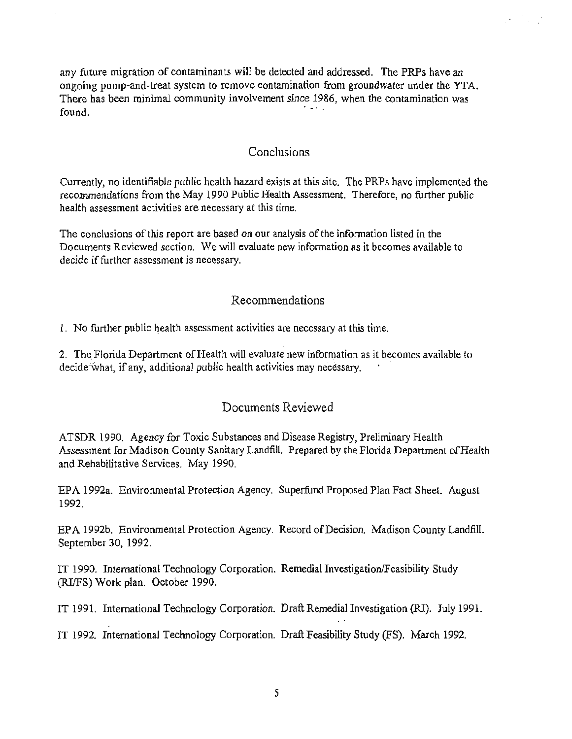any future migration of contaminants will be detected and addressed. The PRPs have an ongoing pump-and-treat system to remove contamination from groundwater under the YTA. There has been minimal community involvement since 1986, when the contamination was found.

## Conclusions

Currently, no identifiable public health hazard exists at this site. The PRPs have implemented the recommendations from the May 1990 Public Health Assessment. Therefore, no further public health assessment activities are necessary at this time.

The conclusions of this report are based on our analysis of the information listed in the Documents Reviewed section. We will evaluate new information as it becomes available to decide if further assessment is necessary.

## Recommendations

1. No further public health assessment activities are necessary at this time.

2. The Florida Department of Health will evaluate new information as it becomes available to decide what, if any, additional public health activities may necessary.

## Documents Reviewed

ATSDR 1990. Agency for Toxic Substances and Disease Registry, Preliminary Health Assessment for Madison County Sanitary Landfill. Prepared by the Florida Department of Health and Rehabilitative Services. May 1990.

EPA 1992a. Environmental Protection Agency. Superfund Proposed Plan Fact Sheet. August 1992.

EPA 1992b. Environmental Protection Agency. Record of Decision. Madison County Landfill. September 30, 1992.

IT 1990. International Technology Corporation. Remedial Investigation/Feasibility Study (RI/FS) Work plan. October 1990.

IT 1991. International Technology Corporation. Draft Remedial Investigation (RI). July 1991.

IT 1992. International Technology Corporation. Draft Feasibility Study (FS). March 1992.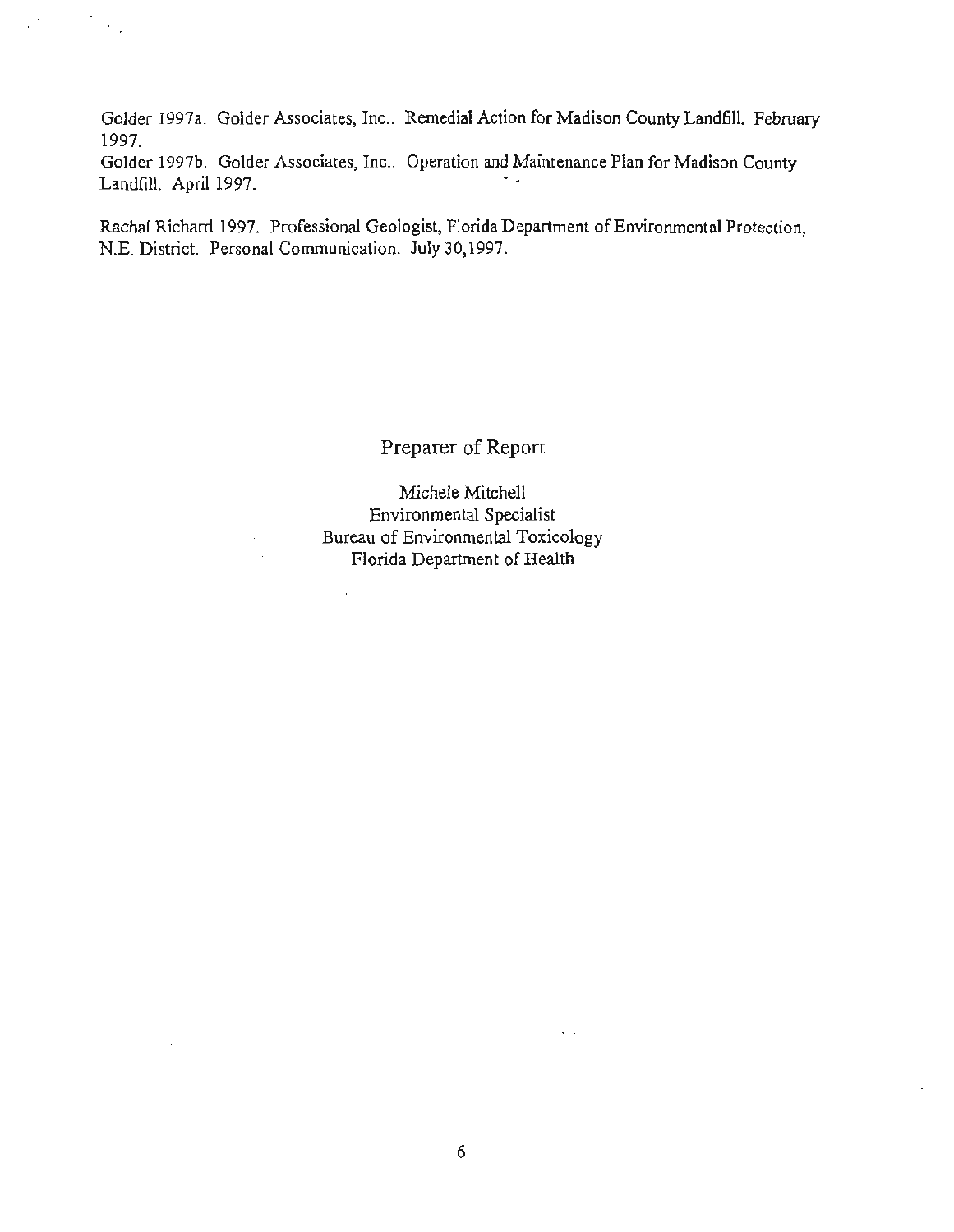Golder 1997a. Golder Associates, Inc.. Remedial Action for Madison County Landfill. February 1997.

Golder 1997b. Golder Associates, Inc.. Operation and Maintenance Plan for Madison County Landfill. April 1997.

Rachal Richard 1997. Professional Geologist, Florida Department of Environmental Protection, N.E. District. Personal Communication. July 30,1997.

## Preparer of Report

Michele Mitchell
Environmental Specialist
Bureau of Environmental Toxicology
Florida Department of Health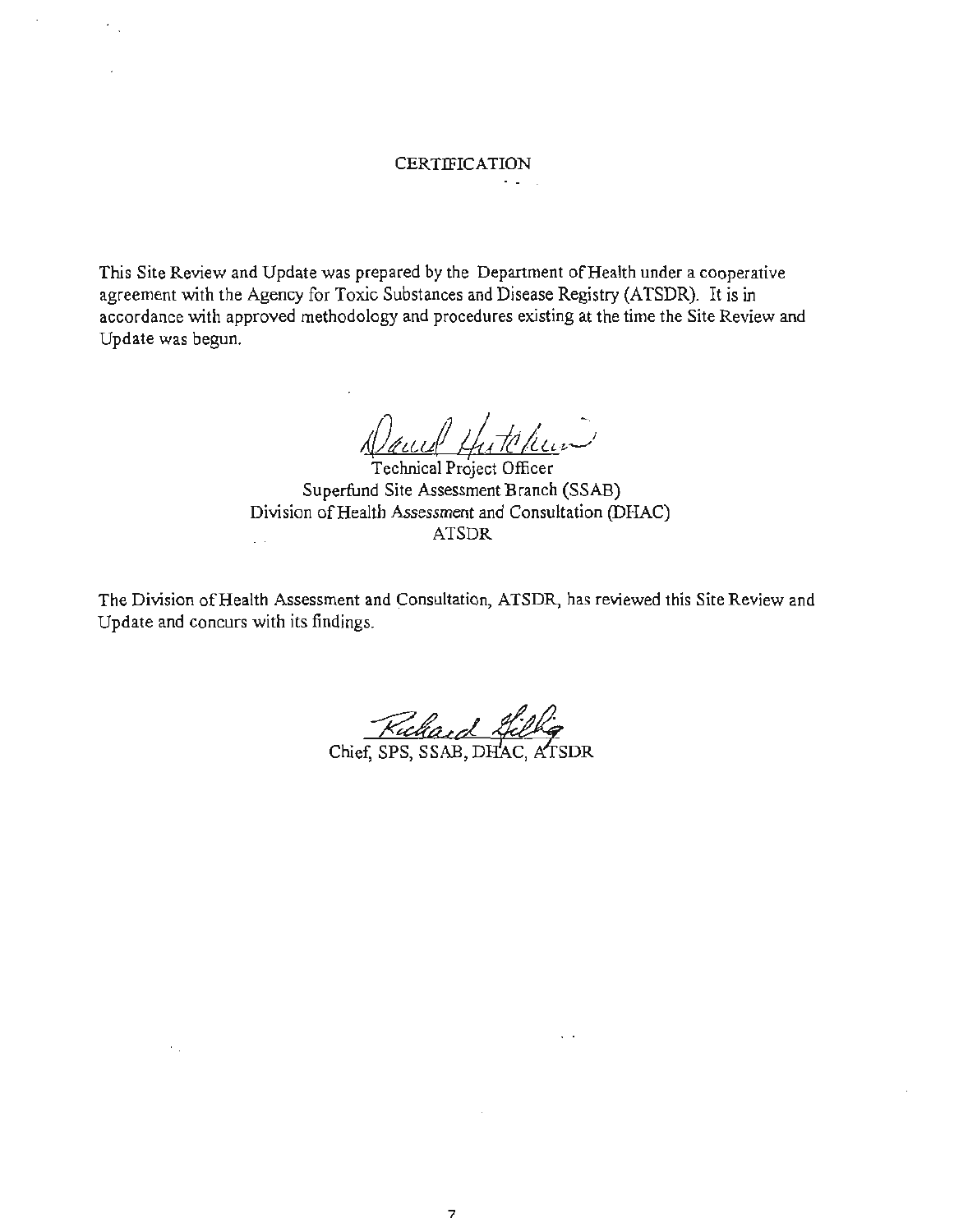# CERTIFICATION

This Site Review and Update was prepared by the Department of Health under a cooperative agreement with the Agency for Toxic Substances and Disease Registry (ATSDR). It is in accordance with approved methodology and procedures existing at the time the Site Review and Update was begun.

David Hutchins

Technical Project Officer
Superfund Site Assessment Branch (SSAB)
Division of Health Assessment and Consultation (DHAC)
ATSDR

The Division of Health Assessment and Consultation, ATSDR, has reviewed this Site Review and Update and concurs with its findings.

Richard Gillig

Chief, SPS, SSAB, DHAC, ATSDR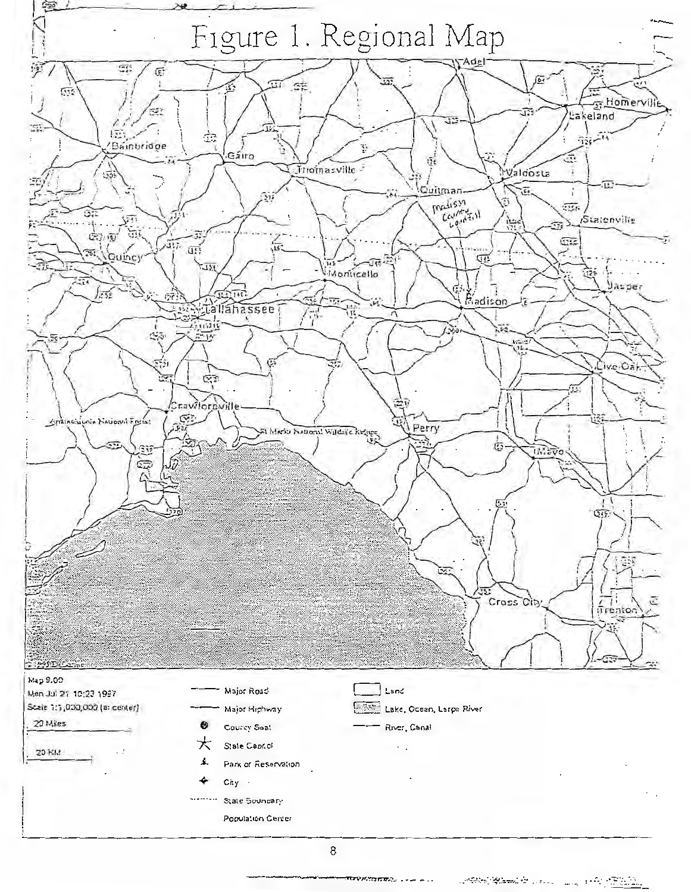# Figure 1. Regional Map

Map 9.00
Mon Jul 21 10:23 1997
Scale 1:1,000,000 (at center)

20 Miles

20 KM

| | |
|---|---|
| Major Road | Land |
| Major Highway | Lake, Ocean, Large River |
| County Seat | River, Canal |
| State Capitol | |
| Park or Reservation | |
| City | |
| State Boundary | |
| Population Center | |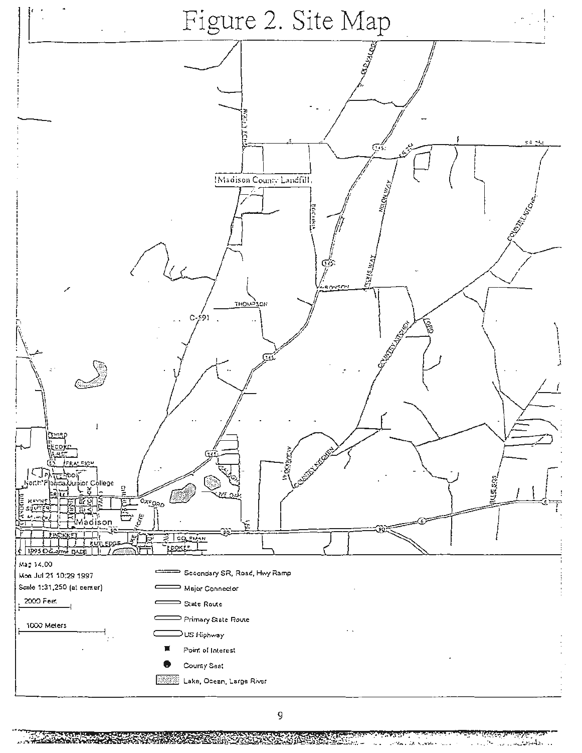# Figure 2. Site Map

Madison County Landfill

Mag 14.00
Mon Jul 21 10:29 1997
Scale 1:31,250 (at center)

2000 Feet

1000 Meters

Secondary SR, Road, Hwy Ramp

Major Connector

State Route

Primary State Route

US Highway

Point of Interest

County Seat

Lake, Ocean, Large River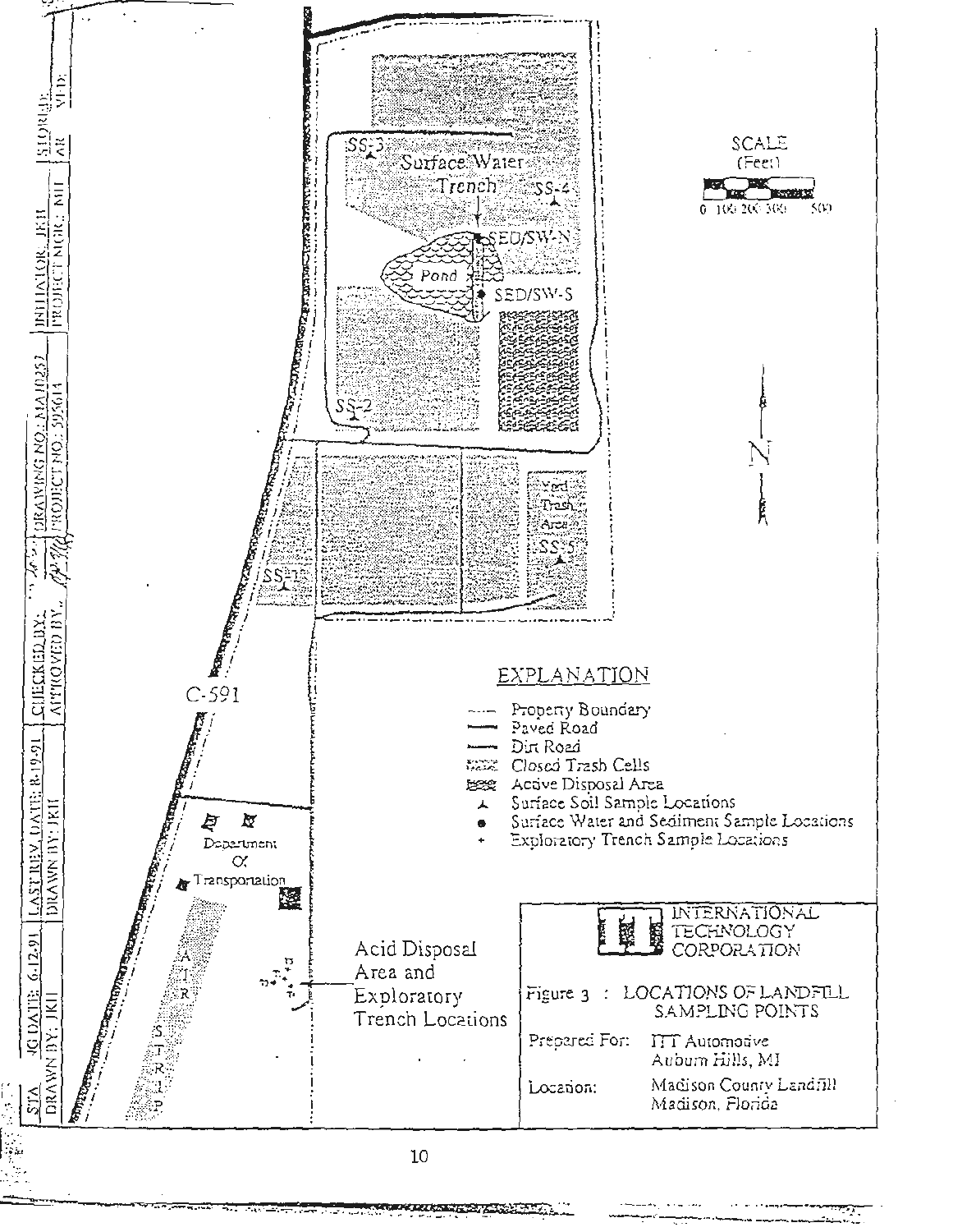SCALE
(Feet)
0 100 200 300 500

SS-3
Surface Water Trench
SS-4
SED/SW-N
Pond
SED/SW-S
SS-2
Yard Trash Area
SS-5
SS-1
C-591
Department of Transportation
AIR STRIP
Acid Disposal Area and Exploratory Trench Locations
N

EXPLANATION

- Property Boundary
- Paved Road
- Dirt Road
- Closed Trash Cells
- Active Disposal Area
- Surface Soil Sample Locations
- Surface Water and Sediment Sample Locations
- Exploratory Trench Sample Locations

INTERNATIONAL TECHNOLOGY CORPORATION

Figure 3 : LOCATIONS OF LANDFILL SAMPLING POINTS

Prepared For: ITT Automotive Auburn Hills, MI

Location: Madison County Landfill Madison, Florida

| | | | | | |
|---|---|---|---|---|---|
| DRAWN BY: JKH | LAST REV. DATE: 8-19-91 | CHECKED BY: | DRAWING NO.: MA10257 | INITIATOR: JKH | STORED: |
| ORIG DATE: 6-12-91 | DRAWN BY: JKH | APPROVED BY: | PROJECT NO.: 595614 | PROJECT MGR.: MH | AR |